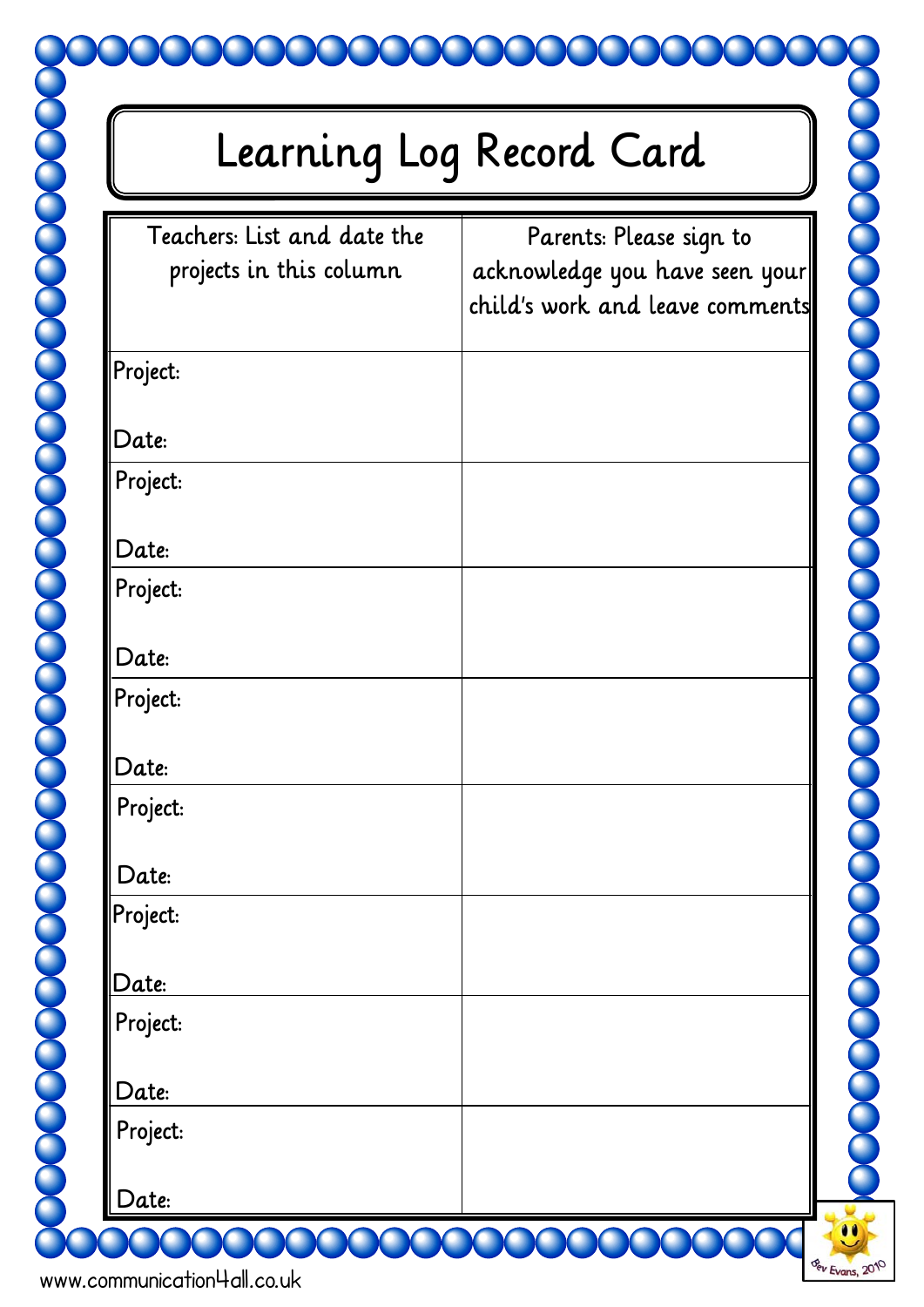# Learning Log Record Card

| Teachers: List and date the projects in this column | Parents: Please sign to acknowledge you have seen your child's work and leave comments |
|---|---|
| Project:<br><br>Date: | |
| Project:<br><br>Date: | |
| Project:<br><br>Date: | |
| Project:<br><br>Date: | |
| Project:<br><br>Date: | |
| Project:<br><br>Date: | |
| Project:<br><br>Date: | |
| Project:<br><br>Date: | |

www.communication4all.co.uk

Bev Evans, 2010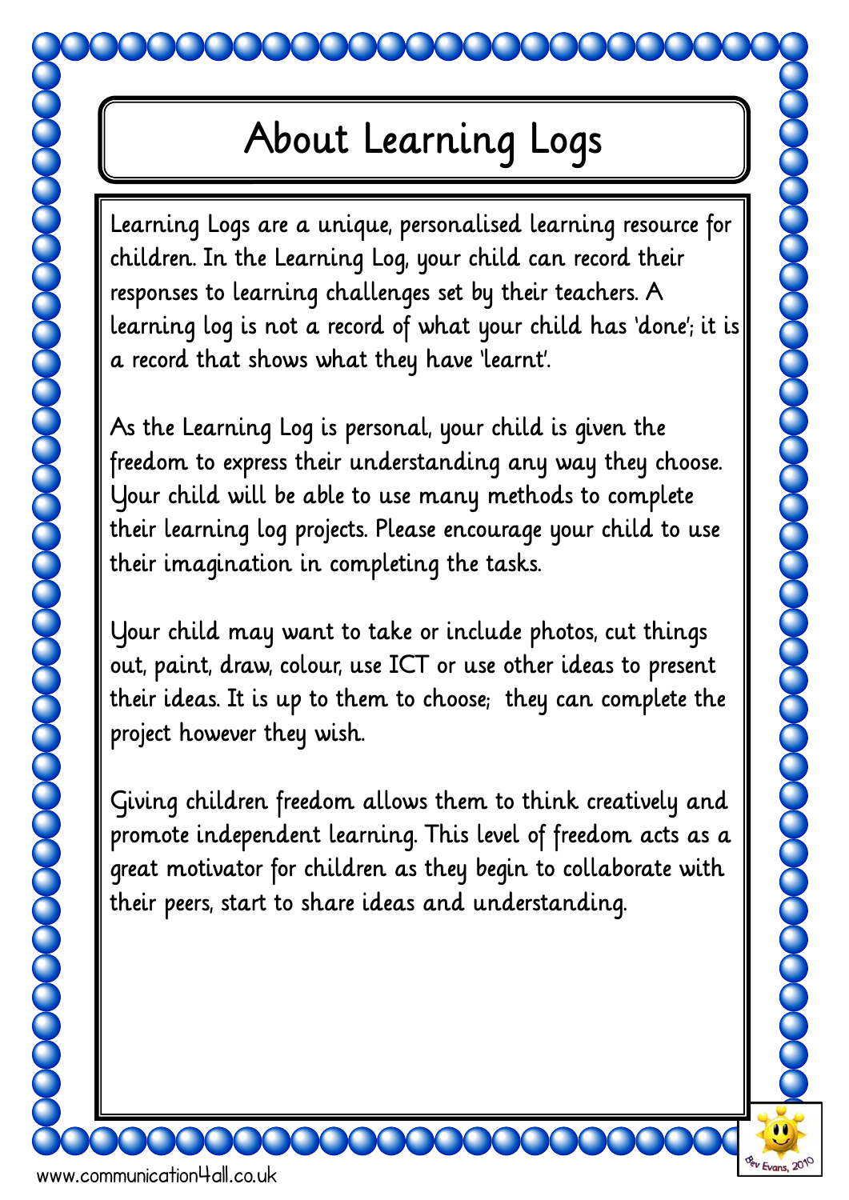# About Learning Logs

Learning Logs are a unique, personalised learning resource for children. In the Learning Log, your child can record their responses to learning challenges set by their teachers. A learning log is not a record of what your child has 'done'; it is a record that shows what they have 'learnt'.

As the Learning Log is personal, your child is given the freedom to express their understanding any way they choose. Your child will be able to use many methods to complete their learning log projects. Please encourage your child to use their imagination in completing the tasks.

Your child may want to take or include photos, cut things out, paint, draw, colour, use ICT or use other ideas to present their ideas. It is up to them to choose; they can complete the project however they wish.

Giving children freedom allows them to think creatively and promote independent learning. This level of freedom acts as a great motivator for children as they begin to collaborate with their peers, start to share ideas and understanding.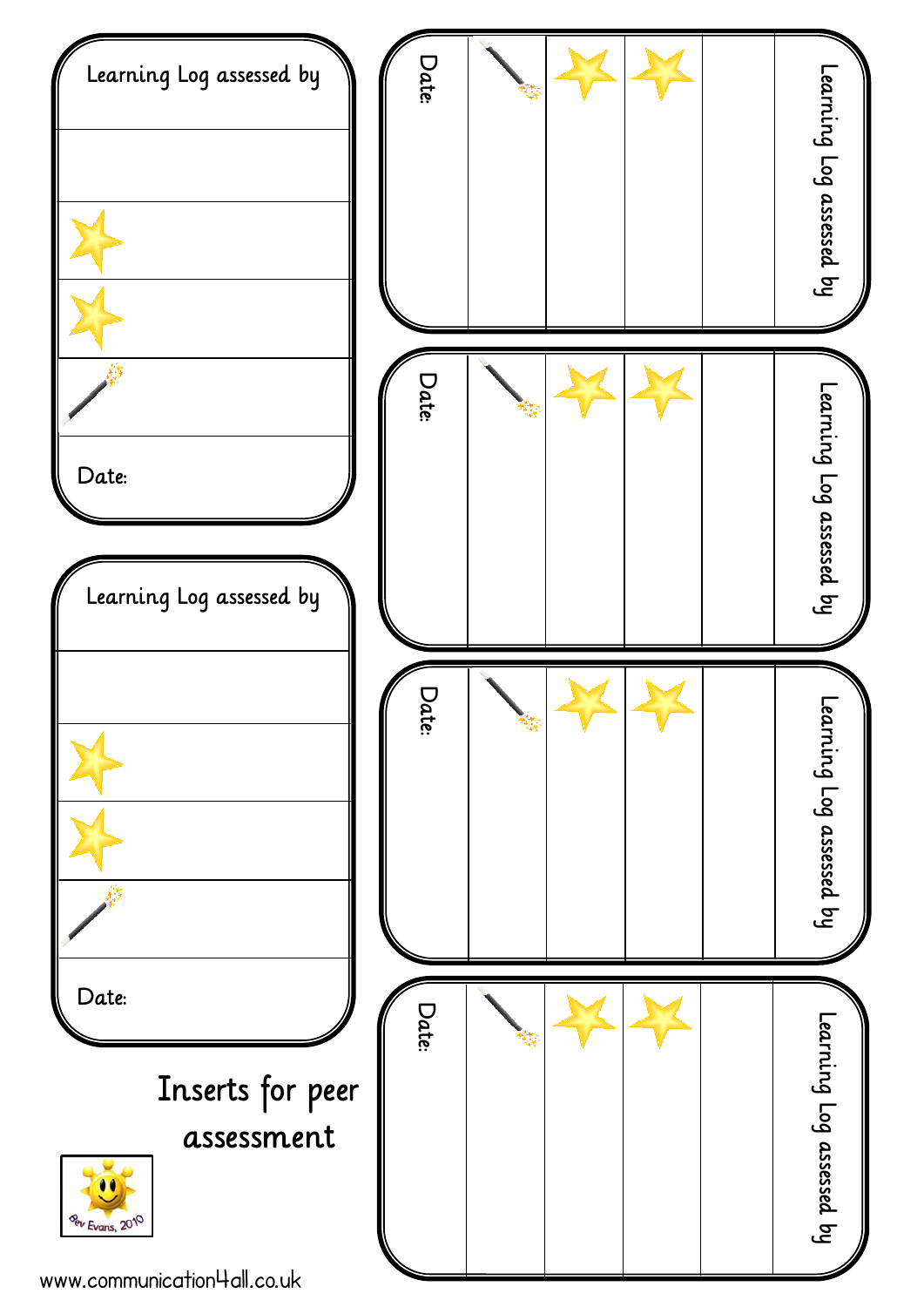Learning Log assessed by

| |
|---|
| ★ |
| ★ |
| (wand) |
| Date: |

Learning Log assessed by

| |
|---|
| ★ |
| ★ |
| (wand) |
| Date: |

Learning Log assessed by

| |
|---|
| ★ |
| ★ |
| (wand) |
| Date: |

Learning Log assessed by

| |
|---|
| ★ |
| ★ |
| (wand) |
| Date: |

Learning Log assessed by

| |
|---|
| ★ |
| ★ |
| (wand) |
| Date: |

Learning Log assessed by

| |
|---|
| ★ |
| ★ |
| (wand) |
| Date: |

# Inserts for peer assessment

Bev Evans, 2010

www.communication4all.co.uk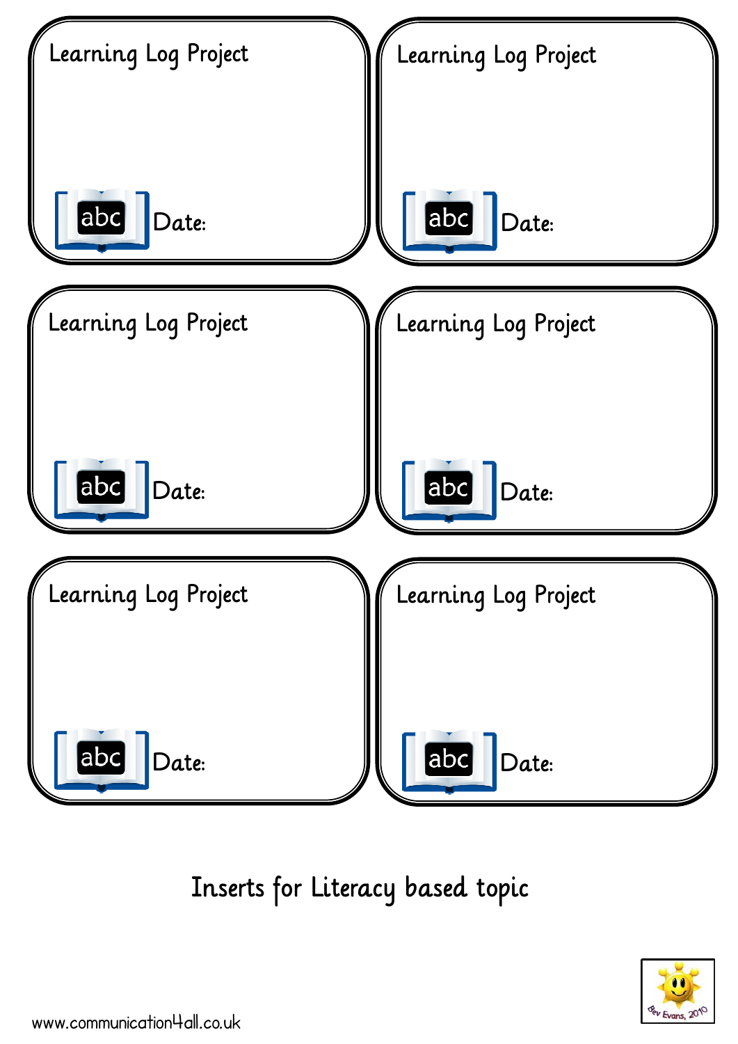Learning Log Project

abc Date:

Learning Log Project

abc Date:

Learning Log Project

abc Date:

Learning Log Project

abc Date:

Learning Log Project

abc Date:

Learning Log Project

abc Date:

Inserts for Literacy based topic

www.communication4all.co.uk

Bev Evans, 2010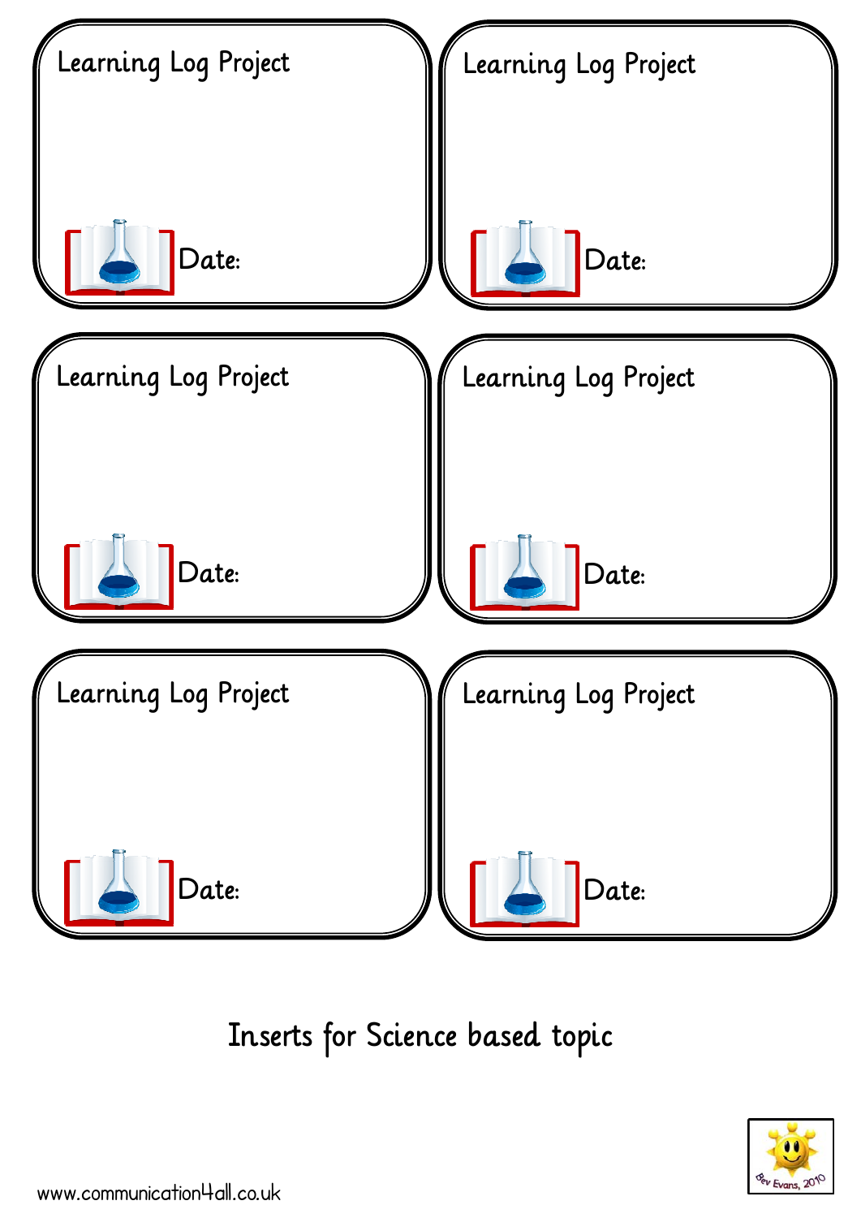Learning Log Project

Date:

Learning Log Project

Date:

Learning Log Project

Date:

Learning Log Project

Date:

Learning Log Project

Date:

Learning Log Project

Date:

Inserts for Science based topic

www.communication4all.co.uk

Bev Evans, 2010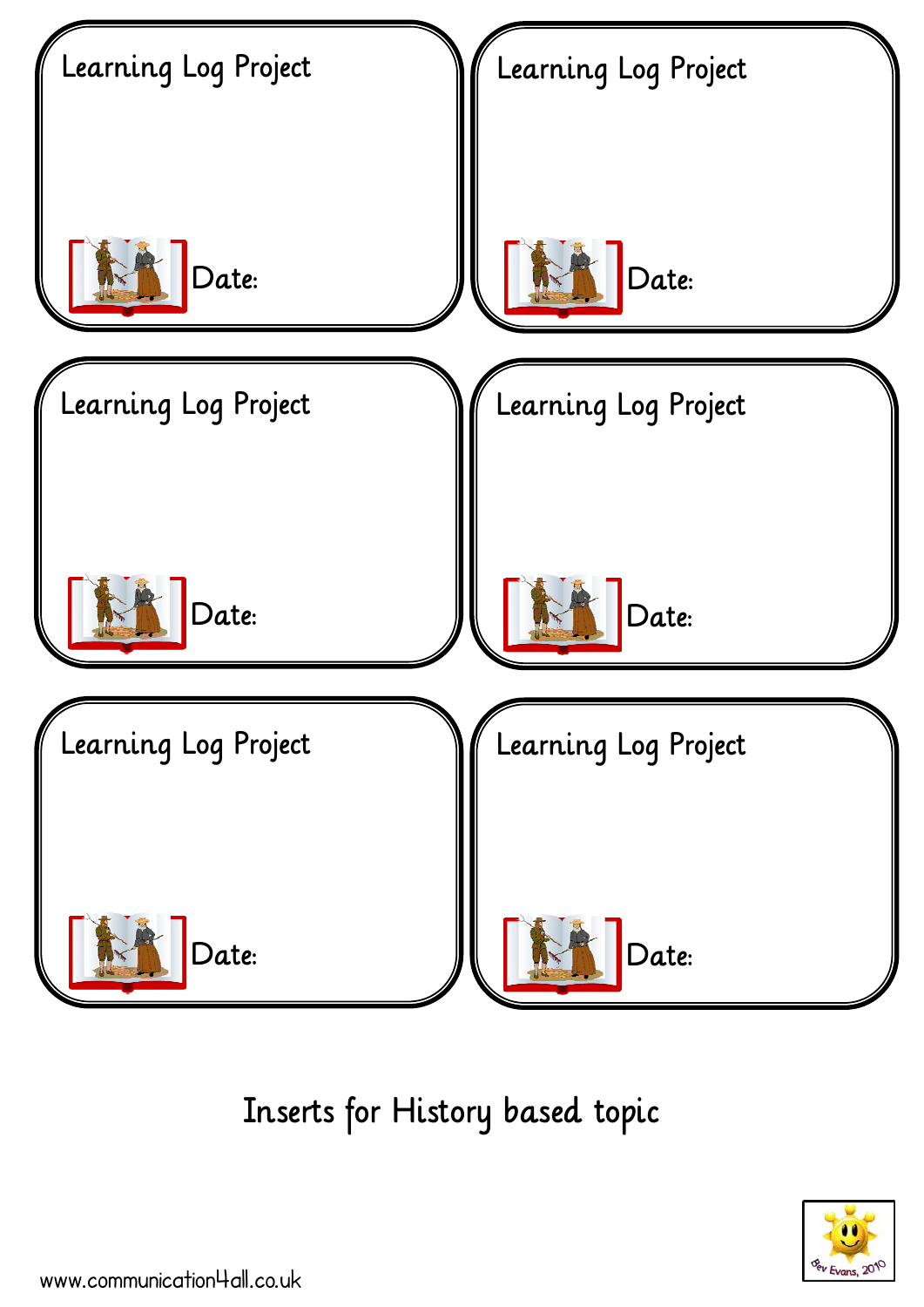Learning Log Project

Date:

Learning Log Project

Date:

Learning Log Project

Date:

Learning Log Project

Date:

Learning Log Project

Date:

Learning Log Project

Date:

Inserts for History based topic

Bev Evans, 2010

www.communication4all.co.uk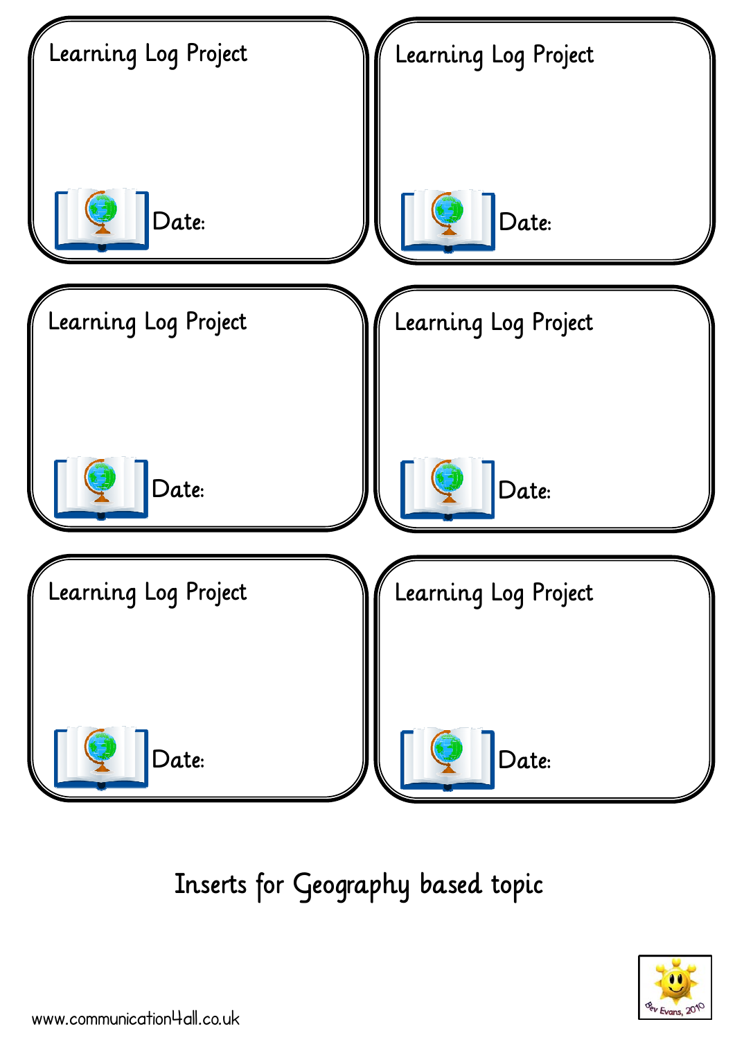Learning Log Project

Date:

Learning Log Project

Date:

Learning Log Project

Date:

Learning Log Project

Date:

Learning Log Project

Date:

Learning Log Project

Date:

Inserts for Geography based topic

www.communication4all.co.uk

Bev Evans, 2010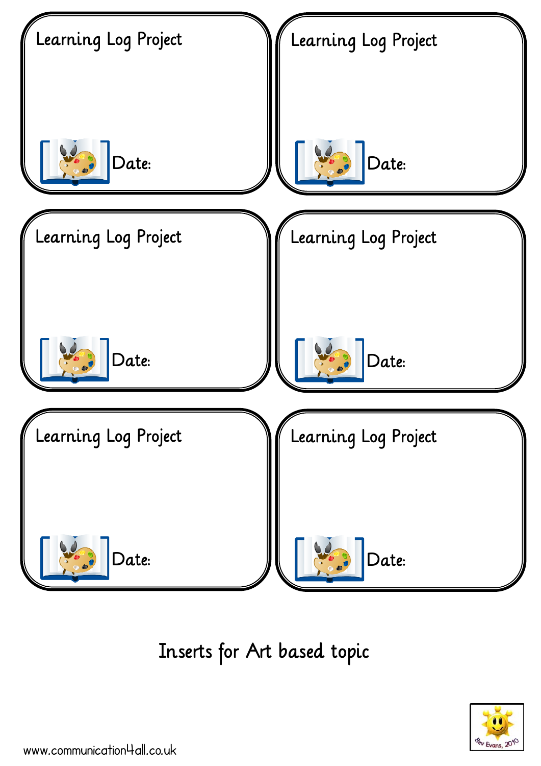Learning Log Project

Date:

Learning Log Project

Date:

Learning Log Project

Date:

Learning Log Project

Date:

Learning Log Project

Date:

Learning Log Project

Date:

Inserts for Art based topic

Bev Evans, 2010

www.communication4all.co.uk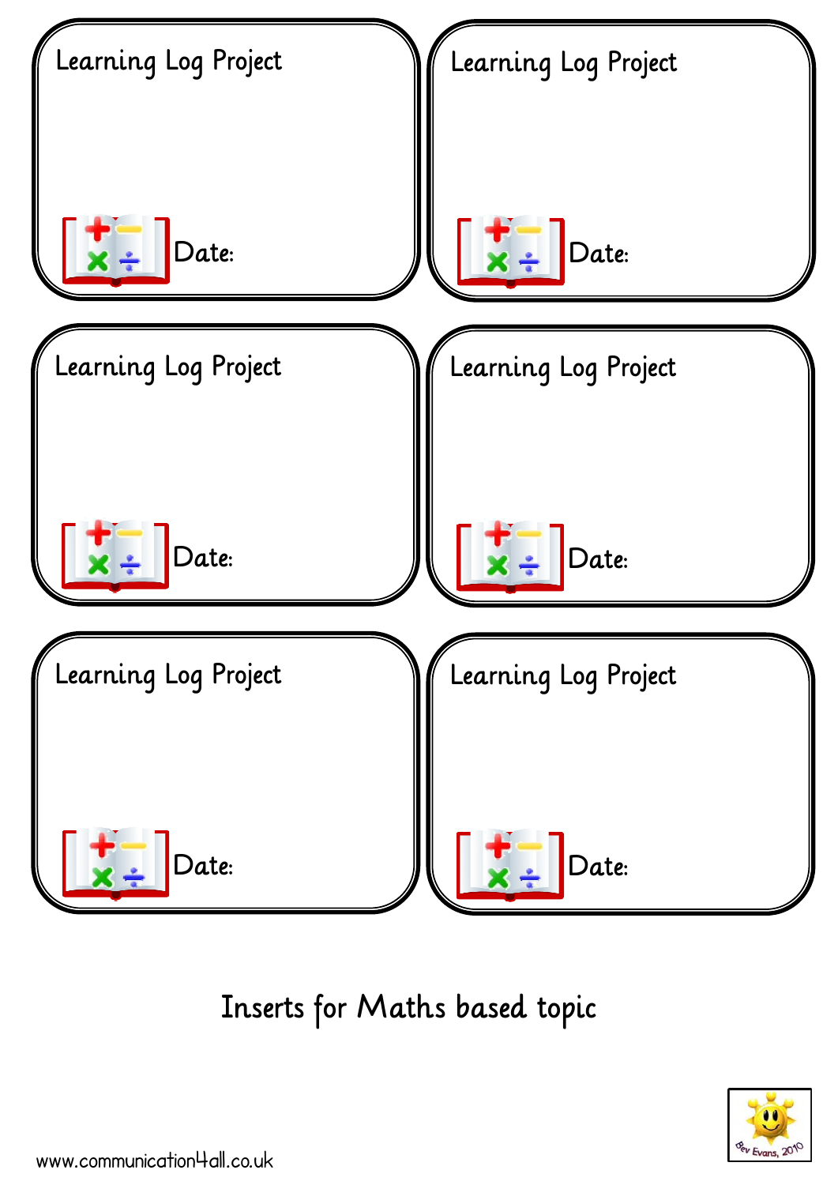Learning Log Project

Date:

Learning Log Project

Date:

Learning Log Project

Date:

Learning Log Project

Date:

Learning Log Project

Date:

Learning Log Project

Date:

Inserts for Maths based topic

www.communication4all.co.uk

Bev Evans, 2010